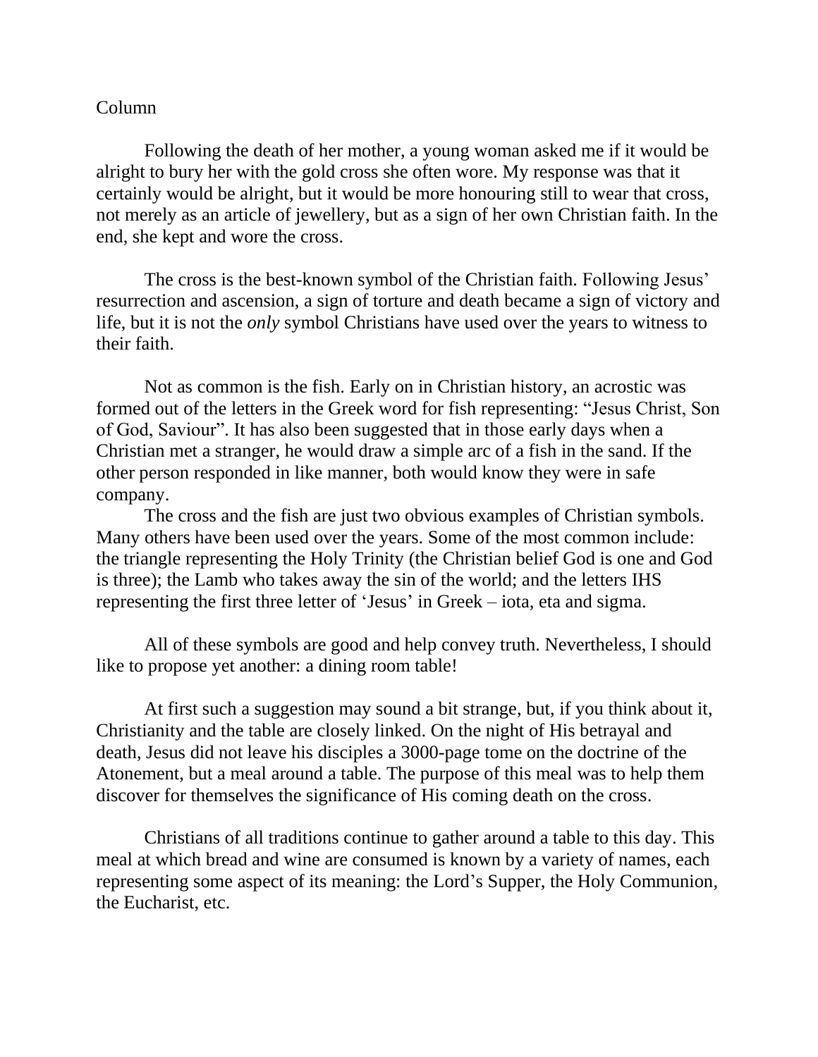Column

Following the death of her mother, a young woman asked me if it would be alright to bury her with the gold cross she often wore. My response was that it certainly would be alright, but it would be more honouring still to wear that cross, not merely as an article of jewellery, but as a sign of her own Christian faith. In the end, she kept and wore the cross.

The cross is the best-known symbol of the Christian faith. Following Jesus' resurrection and ascension, a sign of torture and death became a sign of victory and life, but it is not the *only* symbol Christians have used over the years to witness to their faith.

Not as common is the fish. Early on in Christian history, an acrostic was formed out of the letters in the Greek word for fish representing: "Jesus Christ, Son of God, Saviour". It has also been suggested that in those early days when a Christian met a stranger, he would draw a simple arc of a fish in the sand. If the other person responded in like manner, both would know they were in safe company.

The cross and the fish are just two obvious examples of Christian symbols. Many others have been used over the years. Some of the most common include: the triangle representing the Holy Trinity (the Christian belief God is one and God is three); the Lamb who takes away the sin of the world; and the letters IHS representing the first three letter of 'Jesus' in Greek – iota, eta and sigma.

All of these symbols are good and help convey truth. Nevertheless, I should like to propose yet another: a dining room table!

At first such a suggestion may sound a bit strange, but, if you think about it, Christianity and the table are closely linked. On the night of His betrayal and death, Jesus did not leave his disciples a 3000-page tome on the doctrine of the Atonement, but a meal around a table. The purpose of this meal was to help them discover for themselves the significance of His coming death on the cross.

Christians of all traditions continue to gather around a table to this day. This meal at which bread and wine are consumed is known by a variety of names, each representing some aspect of its meaning: the Lord's Supper, the Holy Communion, the Eucharist, etc.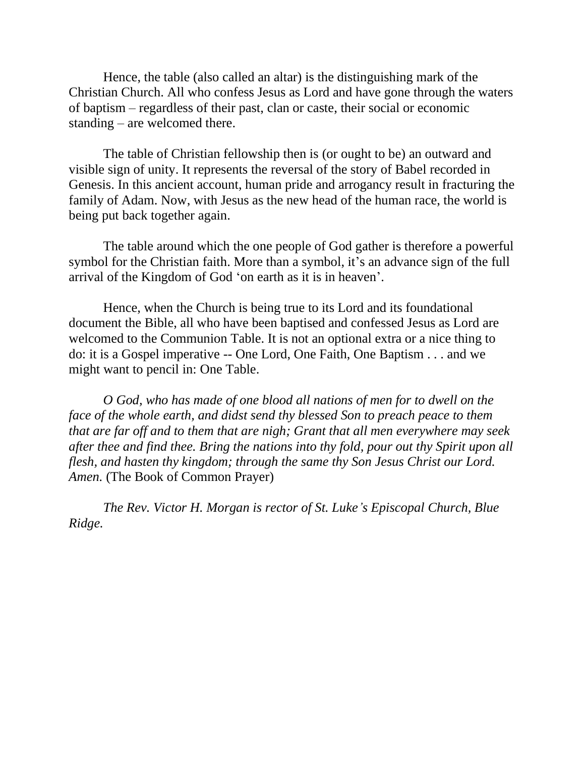Hence, the table (also called an altar) is the distinguishing mark of the Christian Church. All who confess Jesus as Lord and have gone through the waters of baptism – regardless of their past, clan or caste, their social or economic standing – are welcomed there.

The table of Christian fellowship then is (or ought to be) an outward and visible sign of unity. It represents the reversal of the story of Babel recorded in Genesis. In this ancient account, human pride and arrogancy result in fracturing the family of Adam. Now, with Jesus as the new head of the human race, the world is being put back together again.

The table around which the one people of God gather is therefore a powerful symbol for the Christian faith. More than a symbol, it's an advance sign of the full arrival of the Kingdom of God 'on earth as it is in heaven'.

Hence, when the Church is being true to its Lord and its foundational document the Bible, all who have been baptised and confessed Jesus as Lord are welcomed to the Communion Table. It is not an optional extra or a nice thing to do: it is a Gospel imperative -- One Lord, One Faith, One Baptism . . . and we might want to pencil in: One Table.

*O God, who has made of one blood all nations of men for to dwell on the face of the whole earth, and didst send thy blessed Son to preach peace to them that are far off and to them that are nigh; Grant that all men everywhere may seek after thee and find thee. Bring the nations into thy fold, pour out thy Spirit upon all flesh, and hasten thy kingdom; through the same thy Son Jesus Christ our Lord. Amen.* (The Book of Common Prayer)

*The Rev. Victor H. Morgan is rector of St. Luke's Episcopal Church, Blue Ridge.*